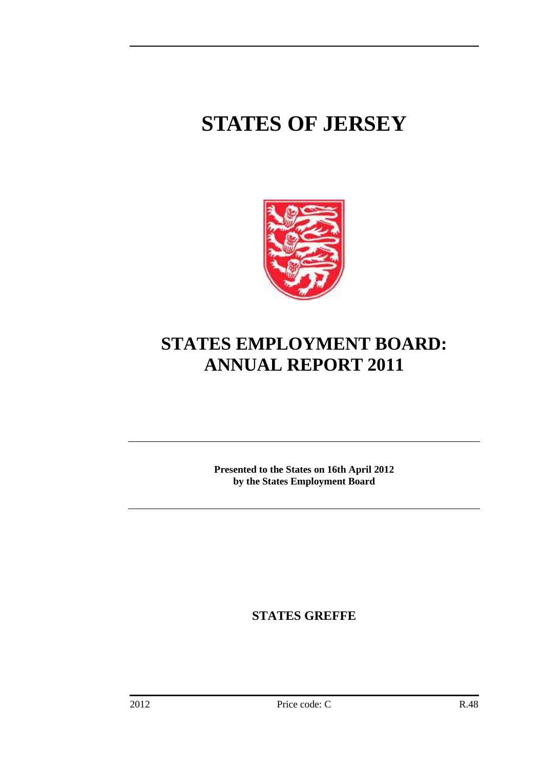# STATES OF JERSEY

# STATES EMPLOYMENT BOARD: ANNUAL REPORT 2011

**Presented to the States on 16th April 2012 by the States Employment Board**

**STATES GREFFE**

2012 Price code: C R.48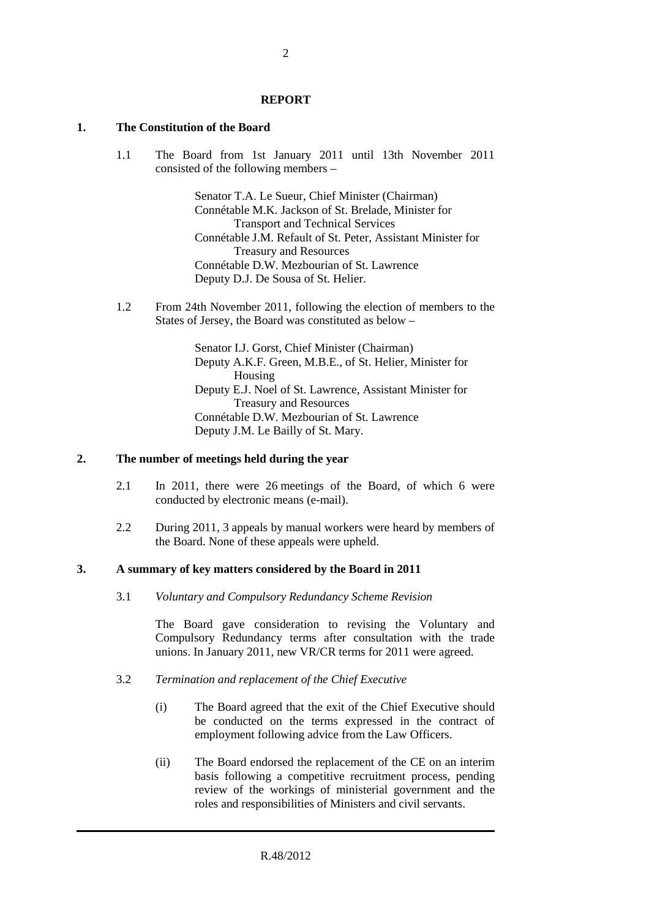**REPORT**

## 1. The Constitution of the Board

1.1 The Board from 1st January 2011 until 13th November 2011 consisted of the following members –

Senator T.A. Le Sueur, Chief Minister (Chairman)
Connétable M.K. Jackson of St. Brelade, Minister for Transport and Technical Services
Connétable J.M. Refault of St. Peter, Assistant Minister for Treasury and Resources
Connétable D.W. Mezbourian of St. Lawrence
Deputy D.J. De Sousa of St. Helier.

1.2 From 24th November 2011, following the election of members to the States of Jersey, the Board was constituted as below –

Senator I.J. Gorst, Chief Minister (Chairman)
Deputy A.K.F. Green, M.B.E., of St. Helier, Minister for Housing
Deputy E.J. Noel of St. Lawrence, Assistant Minister for Treasury and Resources
Connétable D.W. Mezbourian of St. Lawrence
Deputy J.M. Le Bailly of St. Mary.

## 2. The number of meetings held during the year

2.1 In 2011, there were 26 meetings of the Board, of which 6 were conducted by electronic means (e-mail).

2.2 During 2011, 3 appeals by manual workers were heard by members of the Board. None of these appeals were upheld.

## 3. A summary of key matters considered by the Board in 2011

3.1 *Voluntary and Compulsory Redundancy Scheme Revision*

The Board gave consideration to revising the Voluntary and Compulsory Redundancy terms after consultation with the trade unions. In January 2011, new VR/CR terms for 2011 were agreed.

3.2 *Termination and replacement of the Chief Executive*

(i) The Board agreed that the exit of the Chief Executive should be conducted on the terms expressed in the contract of employment following advice from the Law Officers.

(ii) The Board endorsed the replacement of the CE on an interim basis following a competitive recruitment process, pending review of the workings of ministerial government and the roles and responsibilities of Ministers and civil servants.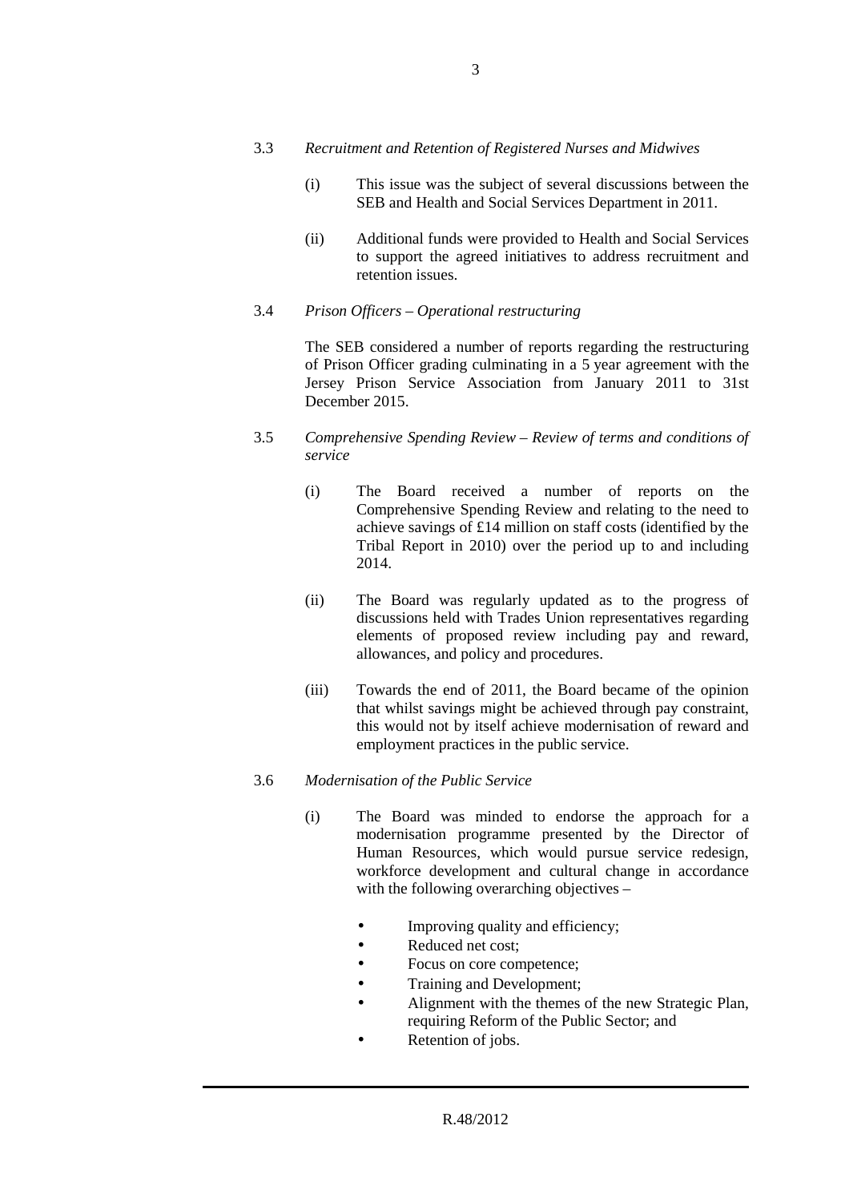3.3 *Recruitment and Retention of Registered Nurses and Midwives*

(i) This issue was the subject of several discussions between the SEB and Health and Social Services Department in 2011.

(ii) Additional funds were provided to Health and Social Services to support the agreed initiatives to address recruitment and retention issues.

3.4 *Prison Officers – Operational restructuring*

The SEB considered a number of reports regarding the restructuring of Prison Officer grading culminating in a 5 year agreement with the Jersey Prison Service Association from January 2011 to 31st December 2015.

3.5 *Comprehensive Spending Review – Review of terms and conditions of service*

(i) The Board received a number of reports on the Comprehensive Spending Review and relating to the need to achieve savings of £14 million on staff costs (identified by the Tribal Report in 2010) over the period up to and including 2014.

(ii) The Board was regularly updated as to the progress of discussions held with Trades Union representatives regarding elements of proposed review including pay and reward, allowances, and policy and procedures.

(iii) Towards the end of 2011, the Board became of the opinion that whilst savings might be achieved through pay constraint, this would not by itself achieve modernisation of reward and employment practices in the public service.

3.6 *Modernisation of the Public Service*

(i) The Board was minded to endorse the approach for a modernisation programme presented by the Director of Human Resources, which would pursue service redesign, workforce development and cultural change in accordance with the following overarching objectives –

- Improving quality and efficiency;
- Reduced net cost;
- Focus on core competence;
- Training and Development;
- Alignment with the themes of the new Strategic Plan, requiring Reform of the Public Sector; and
- Retention of jobs.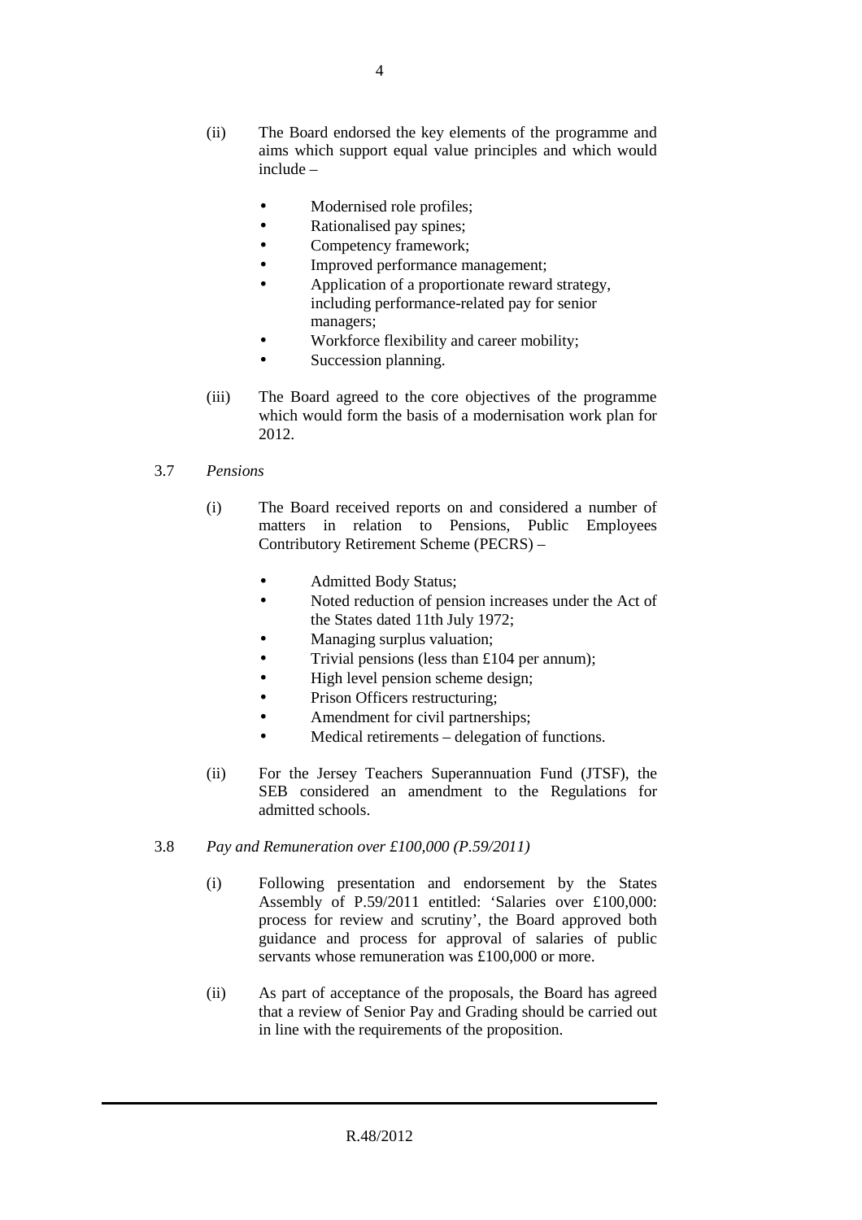(ii) The Board endorsed the key elements of the programme and aims which support equal value principles and which would include –

- Modernised role profiles;
- Rationalised pay spines;
- Competency framework;
- Improved performance management;
- Application of a proportionate reward strategy, including performance-related pay for senior managers;
- Workforce flexibility and career mobility;
- Succession planning.

(iii) The Board agreed to the core objectives of the programme which would form the basis of a modernisation work plan for 2012.

3.7 *Pensions*

(i) The Board received reports on and considered a number of matters in relation to Pensions, Public Employees Contributory Retirement Scheme (PECRS) –

- Admitted Body Status;
- Noted reduction of pension increases under the Act of the States dated 11th July 1972;
- Managing surplus valuation;
- Trivial pensions (less than £104 per annum);
- High level pension scheme design;
- Prison Officers restructuring;
- Amendment for civil partnerships;
- Medical retirements – delegation of functions.

(ii) For the Jersey Teachers Superannuation Fund (JTSF), the SEB considered an amendment to the Regulations for admitted schools.

3.8 *Pay and Remuneration over £100,000 (P.59/2011)*

(i) Following presentation and endorsement by the States Assembly of P.59/2011 entitled: 'Salaries over £100,000: process for review and scrutiny', the Board approved both guidance and process for approval of salaries of public servants whose remuneration was £100,000 or more.

(ii) As part of acceptance of the proposals, the Board has agreed that a review of Senior Pay and Grading should be carried out in line with the requirements of the proposition.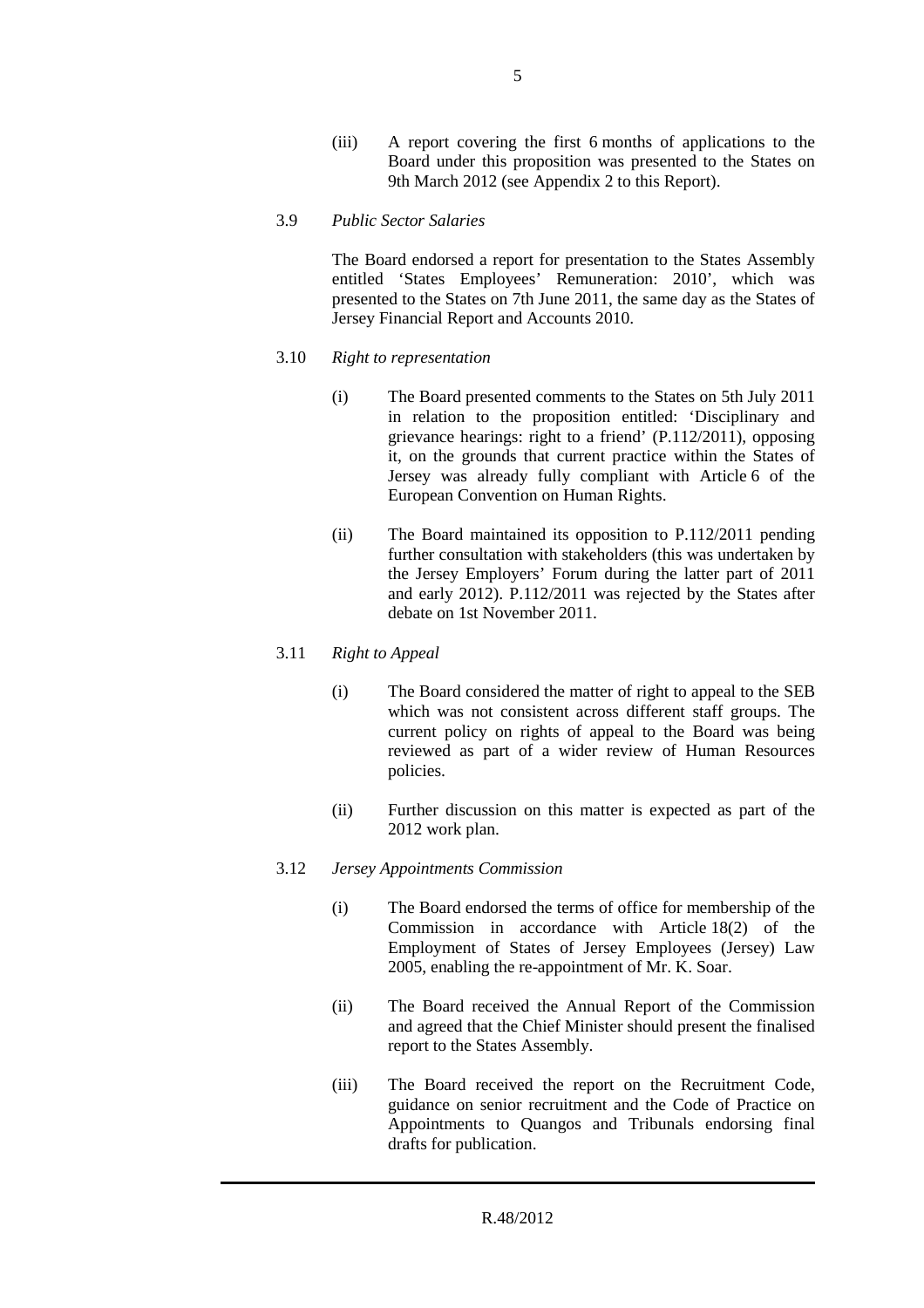(iii) A report covering the first 6 months of applications to the Board under this proposition was presented to the States on 9th March 2012 (see Appendix 2 to this Report).

3.9 *Public Sector Salaries*

The Board endorsed a report for presentation to the States Assembly entitled 'States Employees' Remuneration: 2010', which was presented to the States on 7th June 2011, the same day as the States of Jersey Financial Report and Accounts 2010.

3.10 *Right to representation*

(i) The Board presented comments to the States on 5th July 2011 in relation to the proposition entitled: 'Disciplinary and grievance hearings: right to a friend' (P.112/2011), opposing it, on the grounds that current practice within the States of Jersey was already fully compliant with Article 6 of the European Convention on Human Rights.

(ii) The Board maintained its opposition to P.112/2011 pending further consultation with stakeholders (this was undertaken by the Jersey Employers' Forum during the latter part of 2011 and early 2012). P.112/2011 was rejected by the States after debate on 1st November 2011.

3.11 *Right to Appeal*

(i) The Board considered the matter of right to appeal to the SEB which was not consistent across different staff groups. The current policy on rights of appeal to the Board was being reviewed as part of a wider review of Human Resources policies.

(ii) Further discussion on this matter is expected as part of the 2012 work plan.

3.12 *Jersey Appointments Commission*

(i) The Board endorsed the terms of office for membership of the Commission in accordance with Article 18(2) of the Employment of States of Jersey Employees (Jersey) Law 2005, enabling the re-appointment of Mr. K. Soar.

(ii) The Board received the Annual Report of the Commission and agreed that the Chief Minister should present the finalised report to the States Assembly.

(iii) The Board received the report on the Recruitment Code, guidance on senior recruitment and the Code of Practice on Appointments to Quangos and Tribunals endorsing final drafts for publication.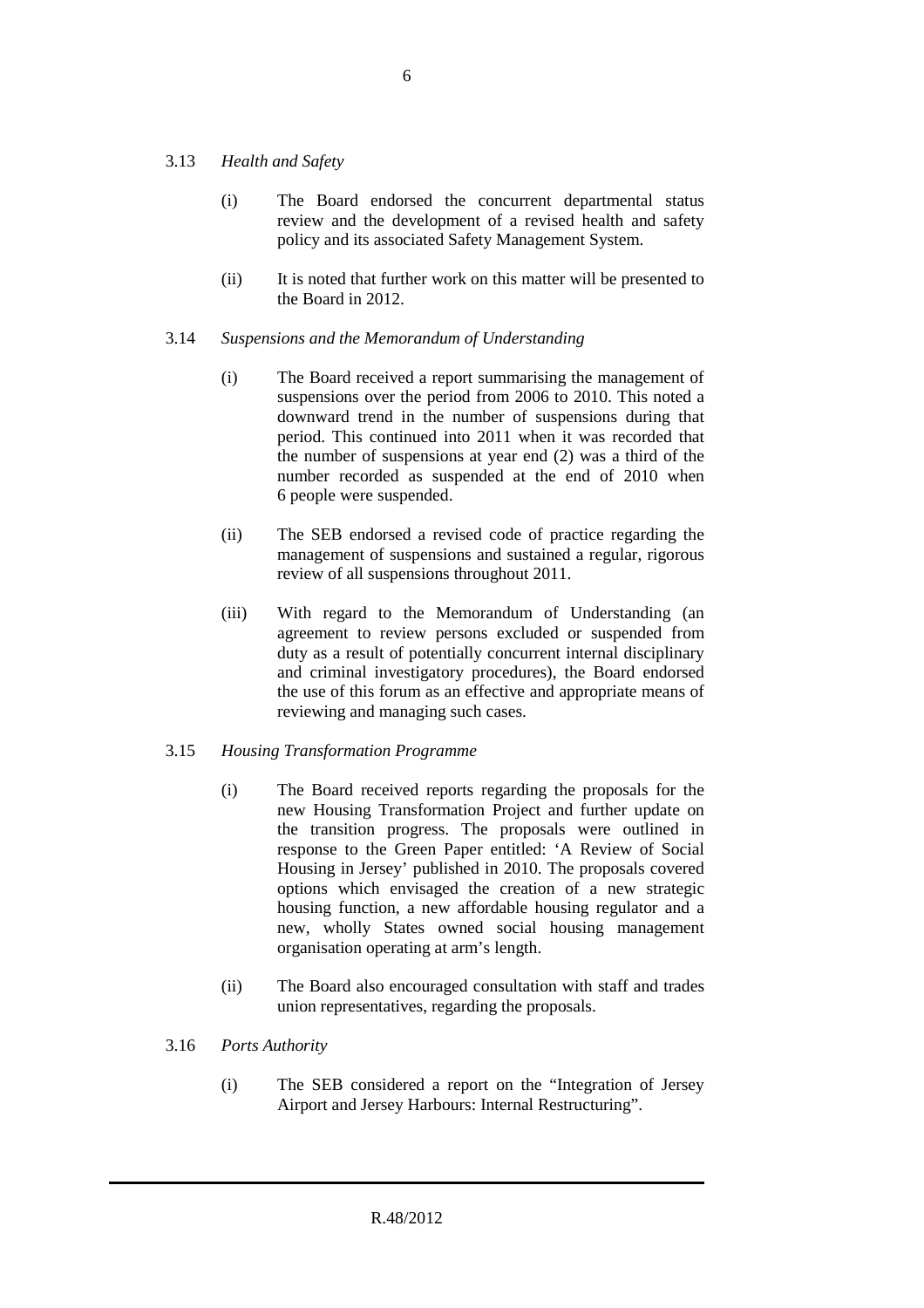3.13 *Health and Safety*

(i) The Board endorsed the concurrent departmental status review and the development of a revised health and safety policy and its associated Safety Management System.

(ii) It is noted that further work on this matter will be presented to the Board in 2012.

3.14 *Suspensions and the Memorandum of Understanding*

(i) The Board received a report summarising the management of suspensions over the period from 2006 to 2010. This noted a downward trend in the number of suspensions during that period. This continued into 2011 when it was recorded that the number of suspensions at year end (2) was a third of the number recorded as suspended at the end of 2010 when 6 people were suspended.

(ii) The SEB endorsed a revised code of practice regarding the management of suspensions and sustained a regular, rigorous review of all suspensions throughout 2011.

(iii) With regard to the Memorandum of Understanding (an agreement to review persons excluded or suspended from duty as a result of potentially concurrent internal disciplinary and criminal investigatory procedures), the Board endorsed the use of this forum as an effective and appropriate means of reviewing and managing such cases.

3.15 *Housing Transformation Programme*

(i) The Board received reports regarding the proposals for the new Housing Transformation Project and further update on the transition progress. The proposals were outlined in response to the Green Paper entitled: 'A Review of Social Housing in Jersey' published in 2010. The proposals covered options which envisaged the creation of a new strategic housing function, a new affordable housing regulator and a new, wholly States owned social housing management organisation operating at arm's length.

(ii) The Board also encouraged consultation with staff and trades union representatives, regarding the proposals.

3.16 *Ports Authority*

(i) The SEB considered a report on the "Integration of Jersey Airport and Jersey Harbours: Internal Restructuring".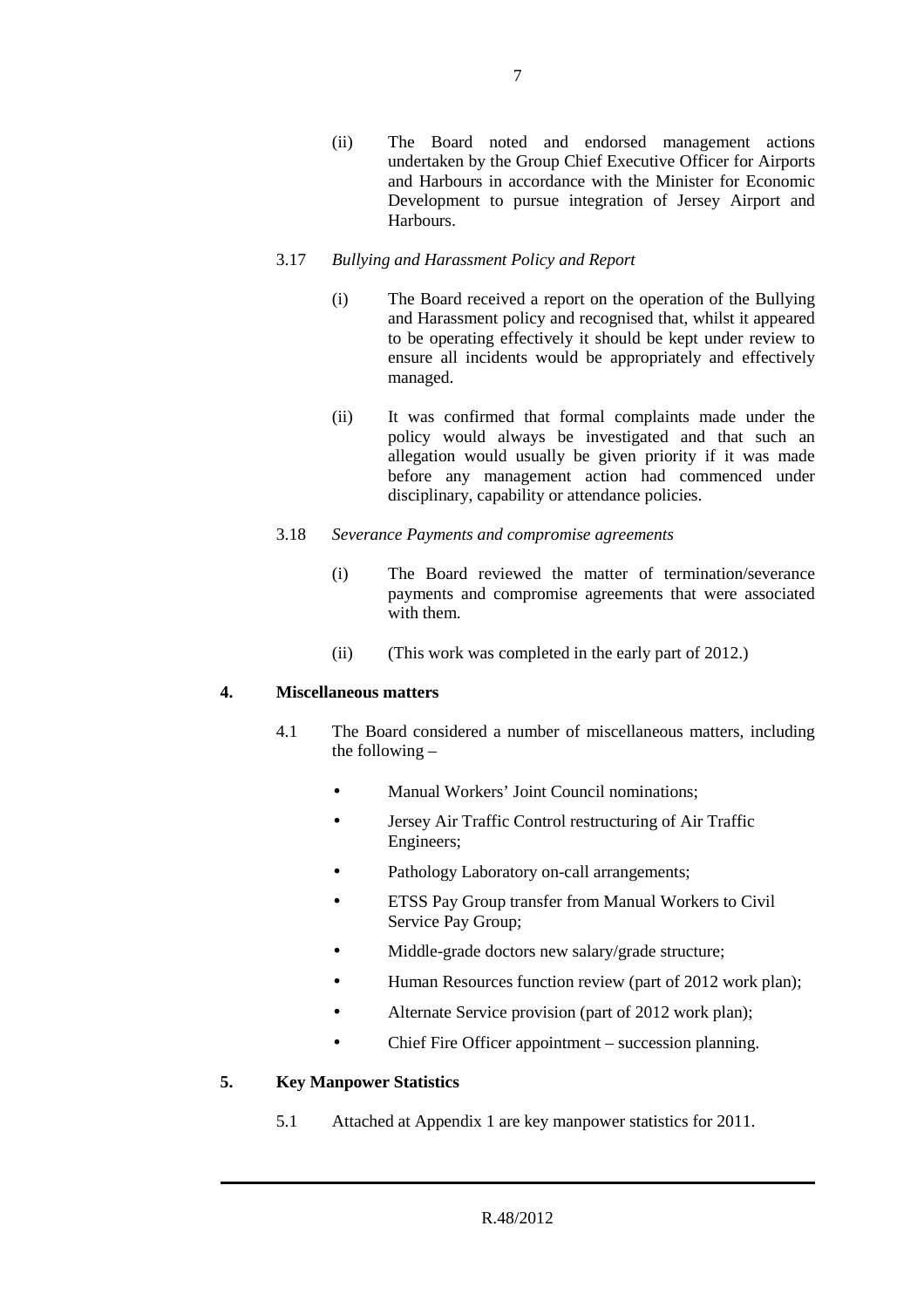(ii) The Board noted and endorsed management actions undertaken by the Group Chief Executive Officer for Airports and Harbours in accordance with the Minister for Economic Development to pursue integration of Jersey Airport and Harbours.

3.17 *Bullying and Harassment Policy and Report*

(i) The Board received a report on the operation of the Bullying and Harassment policy and recognised that, whilst it appeared to be operating effectively it should be kept under review to ensure all incidents would be appropriately and effectively managed.

(ii) It was confirmed that formal complaints made under the policy would always be investigated and that such an allegation would usually be given priority if it was made before any management action had commenced under disciplinary, capability or attendance policies.

3.18 *Severance Payments and compromise agreements*

(i) The Board reviewed the matter of termination/severance payments and compromise agreements that were associated with them.

(ii) (This work was completed in the early part of 2012.)

## 4. Miscellaneous matters

4.1 The Board considered a number of miscellaneous matters, including the following –

- Manual Workers' Joint Council nominations;
- Jersey Air Traffic Control restructuring of Air Traffic Engineers;
- Pathology Laboratory on-call arrangements;
- ETSS Pay Group transfer from Manual Workers to Civil Service Pay Group;
- Middle-grade doctors new salary/grade structure;
- Human Resources function review (part of 2012 work plan);
- Alternate Service provision (part of 2012 work plan);
- Chief Fire Officer appointment – succession planning.

## 5. Key Manpower Statistics

5.1 Attached at Appendix 1 are key manpower statistics for 2011.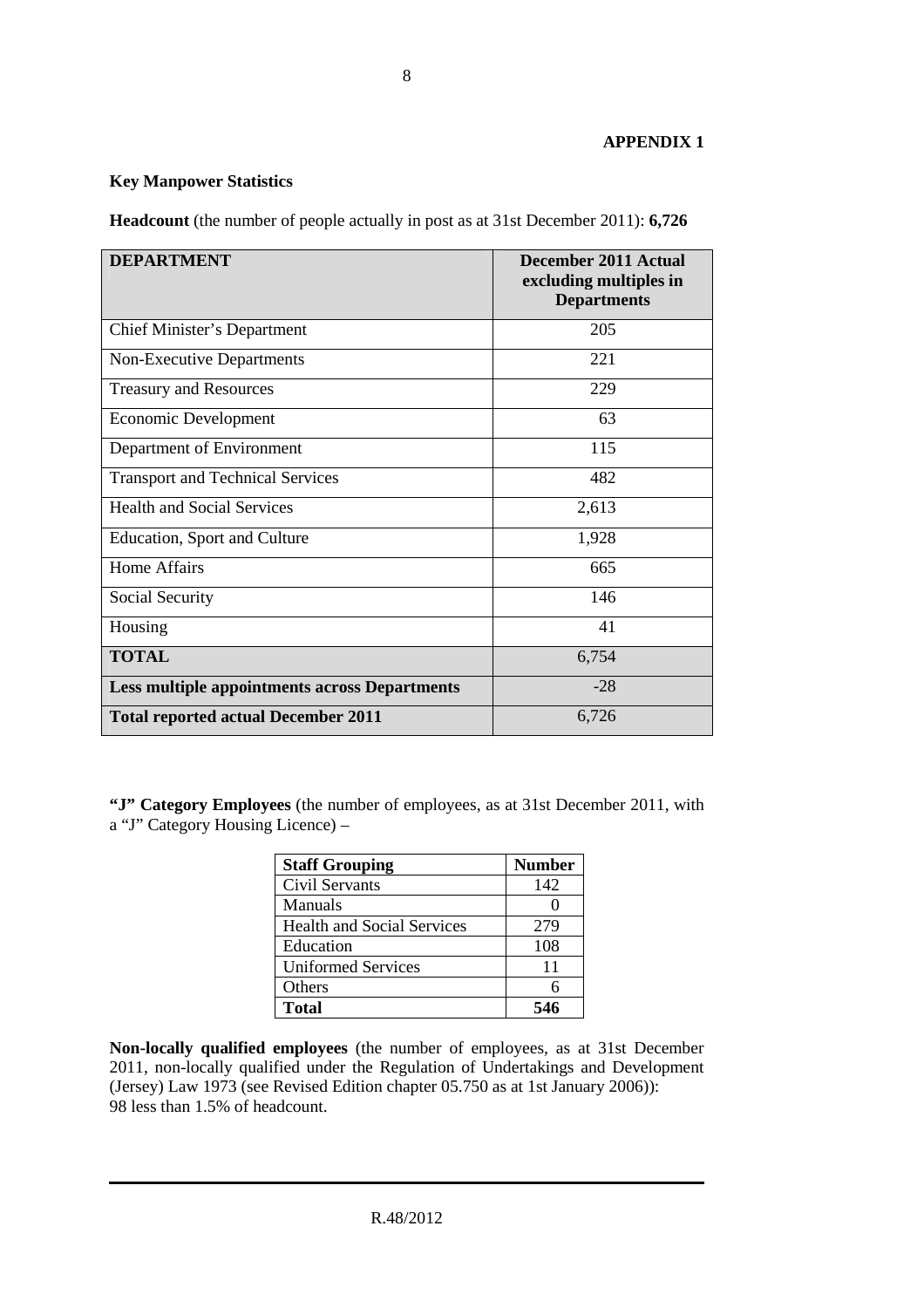**APPENDIX 1**

**Key Manpower Statistics**

**Headcount** (the number of people actually in post as at 31st December 2011): **6,726**

| DEPARTMENT | December 2011 Actual excluding multiples in Departments |
|---|---|
| Chief Minister's Department | 205 |
| Non-Executive Departments | 221 |
| Treasury and Resources | 229 |
| Economic Development | 63 |
| Department of Environment | 115 |
| Transport and Technical Services | 482 |
| Health and Social Services | 2,613 |
| Education, Sport and Culture | 1,928 |
| Home Affairs | 665 |
| Social Security | 146 |
| Housing | 41 |
| **TOTAL** | 6,754 |
| **Less multiple appointments across Departments** | -28 |
| **Total reported actual December 2011** | 6,726 |

**"J" Category Employees** (the number of employees, as at 31st December 2011, with a "J" Category Housing Licence) –

| Staff Grouping | Number |
|---|---|
| Civil Servants | 142 |
| Manuals | 0 |
| Health and Social Services | 279 |
| Education | 108 |
| Uniformed Services | 11 |
| Others | 6 |
| **Total** | **546** |

**Non-locally qualified employees** (the number of employees, as at 31st December 2011, non-locally qualified under the Regulation of Undertakings and Development (Jersey) Law 1973 (see Revised Edition chapter 05.750 as at 1st January 2006)): 98 less than 1.5% of headcount.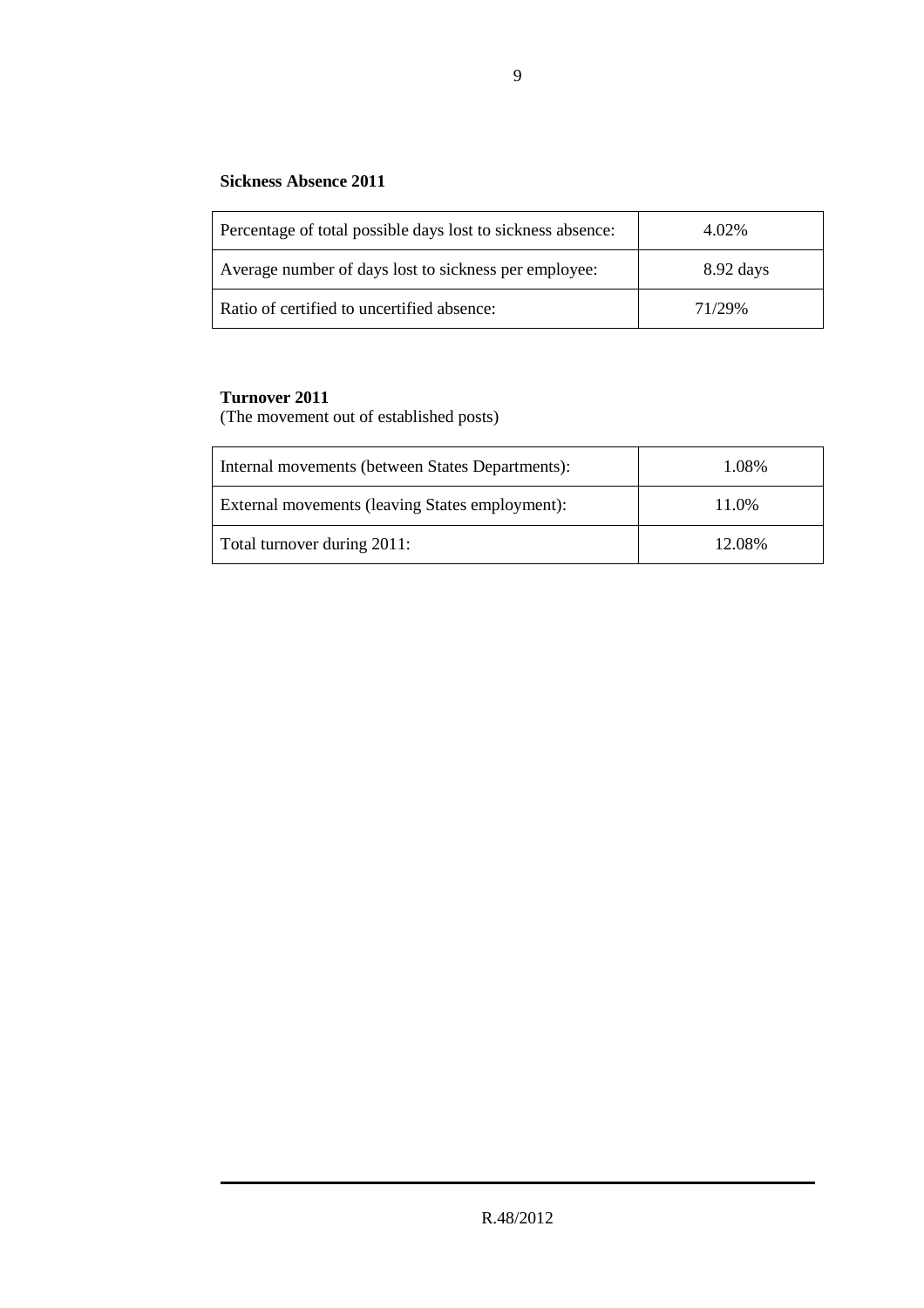**Sickness Absence 2011**

| | |
|---|---|
| Percentage of total possible days lost to sickness absence: | 4.02% |
| Average number of days lost to sickness per employee: | 8.92 days |
| Ratio of certified to uncertified absence: | 71/29% |

**Turnover 2011**
(The movement out of established posts)

| | |
|---|---|
| Internal movements (between States Departments): | 1.08% |
| External movements (leaving States employment): | 11.0% |
| Total turnover during 2011: | 12.08% |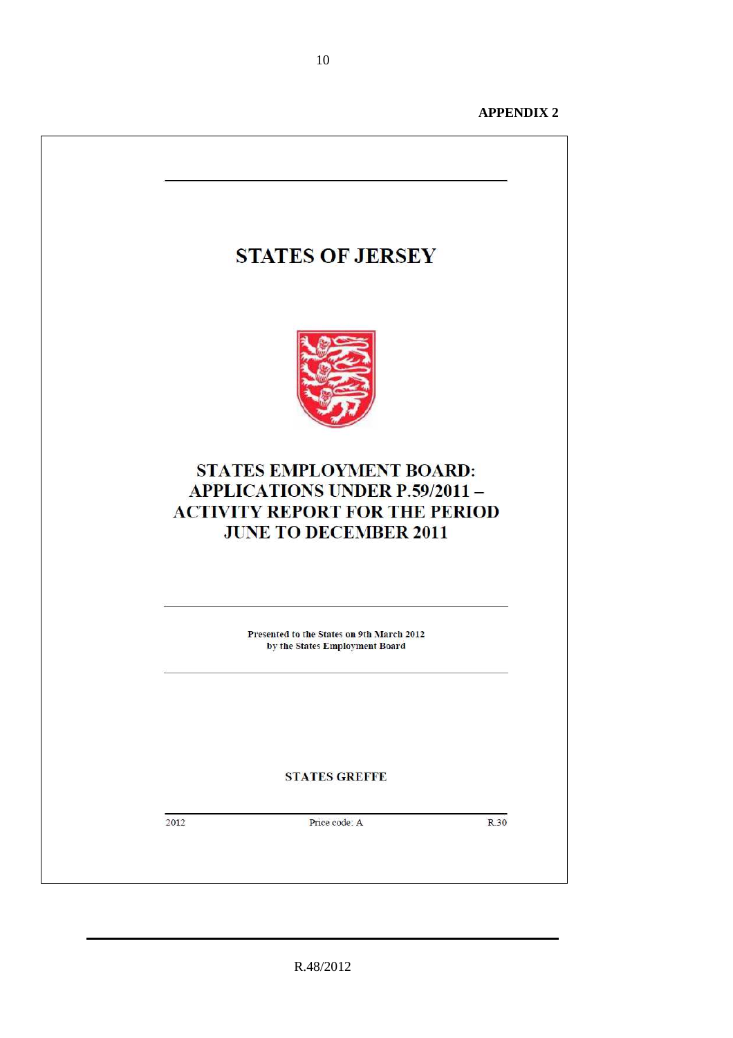**APPENDIX 2**

# STATES OF JERSEY

## STATES EMPLOYMENT BOARD: APPLICATIONS UNDER P.59/2011 – ACTIVITY REPORT FOR THE PERIOD JUNE TO DECEMBER 2011

**Presented to the States on 9th March 2012 by the States Employment Board**

**STATES GREFFE**

2012 Price code: A R.30

R.48/2012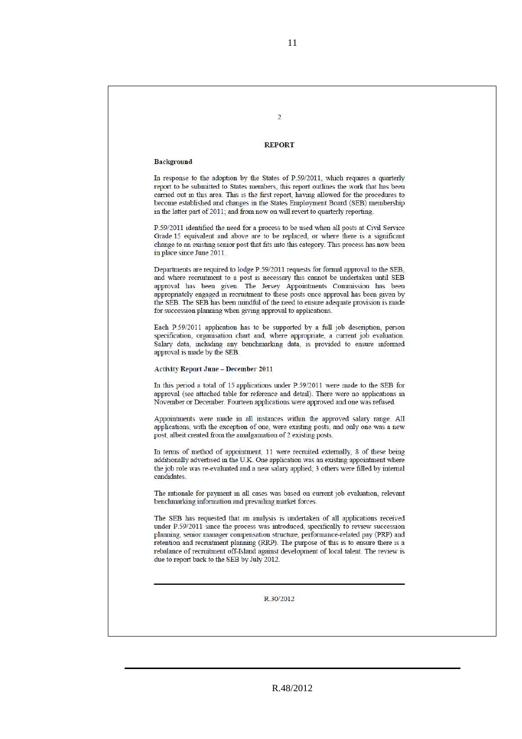## REPORT

### Background

In response to the adoption by the States of P.59/2011, which requires a quarterly report to be submitted to States members, this report outlines the work that has been carried out in this area. This is the first report, having allowed for the procedures to become established and changes in the States Employment Board (SEB) membership in the latter part of 2011; and from now on will revert to quarterly reporting.

P.59/2011 identified the need for a process to be used when all posts at Civil Service Grade 15 equivalent and above are to be replaced, or where there is a significant change to an existing senior post that fits into this category. This process has now been in place since June 2011.

Departments are required to lodge P.59/2011 requests for formal approval to the SEB, and where recruitment to a post is necessary this cannot be undertaken until SEB approval has been given. The Jersey Appointments Commission has been appropriately engaged in recruitment to these posts once approval has been given by the SEB. The SEB has been mindful of the need to ensure adequate provision is made for succession planning when giving approval to applications.

Each P.59/2011 application has to be supported by a full job description, person specification, organisation chart and, where appropriate, a current job evaluation. Salary data, including any benchmarking data, is provided to ensure informed approval is made by the SEB.

### Activity Report June – December 2011

In this period a total of 15 applications under P.59/2011 were made to the SEB for approval (see attached table for reference and detail). There were no applications in November or December. Fourteen applications were approved and one was refused.

Appointments were made in all instances within the approved salary range. All applications, with the exception of one, were existing posts, and only one was a new post, albeit created from the amalgamation of 2 existing posts.

In terms of method of appointment, 11 were recruited externally, 8 of these being additionally advertised in the U.K. One application was an existing appointment where the job role was re-evaluated and a new salary applied; 3 others were filled by internal candidates.

The rationale for payment in all cases was based on current job evaluation, relevant benchmarking information and prevailing market forces.

The SEB has requested that an analysis is undertaken of all applications received under P.59/2011 since the process was introduced, specifically to review succession planning, senior manager compensation structure, performance-related pay (PRP) and retention and recruitment planning (RRP). The purpose of this is to ensure there is a rebalance of recruitment off-Island against development of local talent. The review is due to report back to the SEB by July 2012.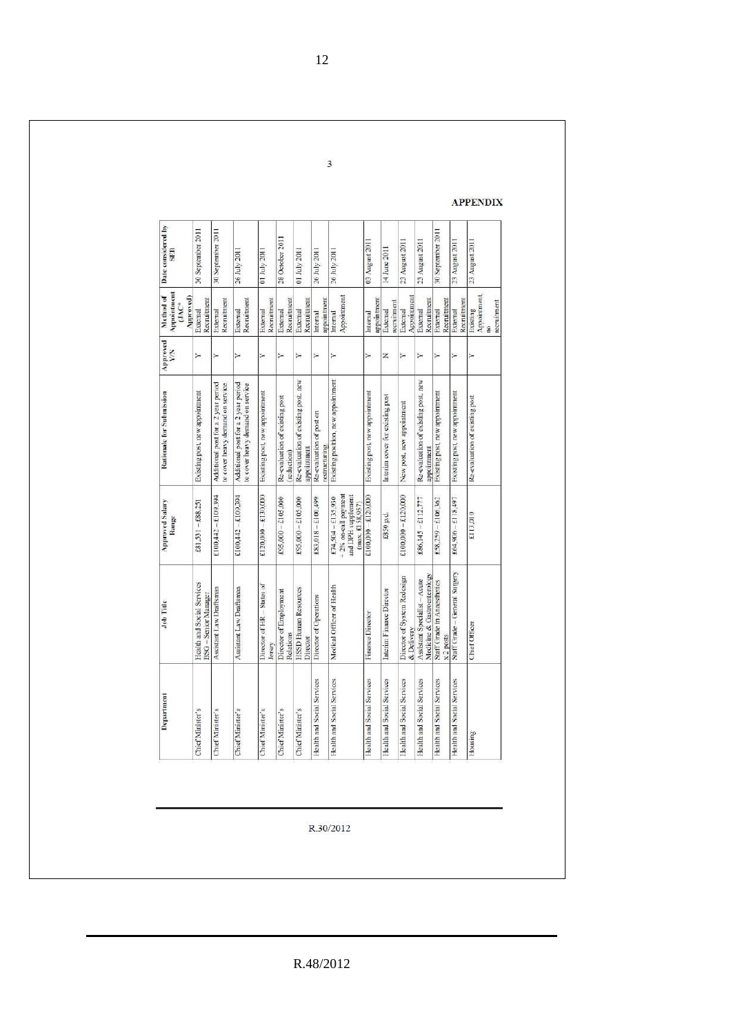**APPENDIX**

| Department | Job Title | Approved Salary Range | Rationale for Submission | Approved Y/N | Method of Appointment (JAC* Approved) | Date considered by SEB |
|---|---|---|---|---|---|---|
| Chief Minister's | Health and Social Services BSG – Senior Manager | £81,531 – £88,251 | Existing post, new appointment | Y | External Recruitment | 30 September 2011 |
| Chief Minister's | Assistant Law Draftsman | £100,442 – £109,394 | Additional post for a 2 year period to cover heavy demand on service | Y | External Recruitment | 30 September 2011 |
| Chief Minister's | Assistant Law Draftsman | £100,442 – £109,394 | Additional post for a 2 year period to cover heavy demand on service | Y | External Recruitment | 26 July 2011 |
| Chief Minister's | Director of HR – States of Jersey | £120,000 – £130,000 | Existing post, new appointment | Y | External Recruitment | 01 July 2011 |
| Chief Minister's | Director of Employment Relations | £95,000 – £105,000 | Re-evaluation of existing post (reduction) | Y | External Recruitment | 28 October 2011 |
| Chief Minister's | HSSD Human Resources Director | £95,000 – £105,000 | Re-evaluation of existing post, new appointment | Y | External Recruitment | 01 July 2011 |
| Health and Social Services | Director of Operations | £83,018 – £100,499 | Re-evaluation of post on restructuring | Y | Internal appointment | 26 July 2011 |
| Health and Social Services | Medical Officer of Health | £74,504 – £135,950 + 2% on-call payment and DPH supplement (max. £138,987) | Existing position, new appointment | Y | Internal Appointment | 26 July 2011 |
| Health and Social Services | Finance Director | £100,000 – £120,000 | Existing post, new appointment | Y | Internal appointment | 03 August 2011 |
| Health and Social Services | Interim Finance Director | £850 p.d. | Interim cover for existing post | N | External recruitment | 14 June 2011 |
| Health and Social Services | Director of System Redesign & Delivery | £100,000 – £120,000 | New post, new appointment | Y | External Appointment | 23 August 2011 |
| Health and Social Services | Assistant Specialist – Acute Medicine & Gastroenterology | £86,145 – £112,777 | Re-evaluation of existing post, new appointment | Y | External Recruitment | 23 August 2011 |
| Health and Social Services | Staff Grade in Anaesthetics x2 posts | £58,259 – £100,362 | Existing post, new appointment | Y | External Recruitment | 30 September 2011 |
| Health and Social Services | Staff Grade – General Surgery | £64,906 – £118,497 | Existing post, new appointment | Y | External Recruitment | 23 August 2011 |
| Housing | Chief Officer | £113,010 | Re-evaluation of existing post | Y | Existing Appointment, no recruitment | 23 August 2011 |

R.30/2012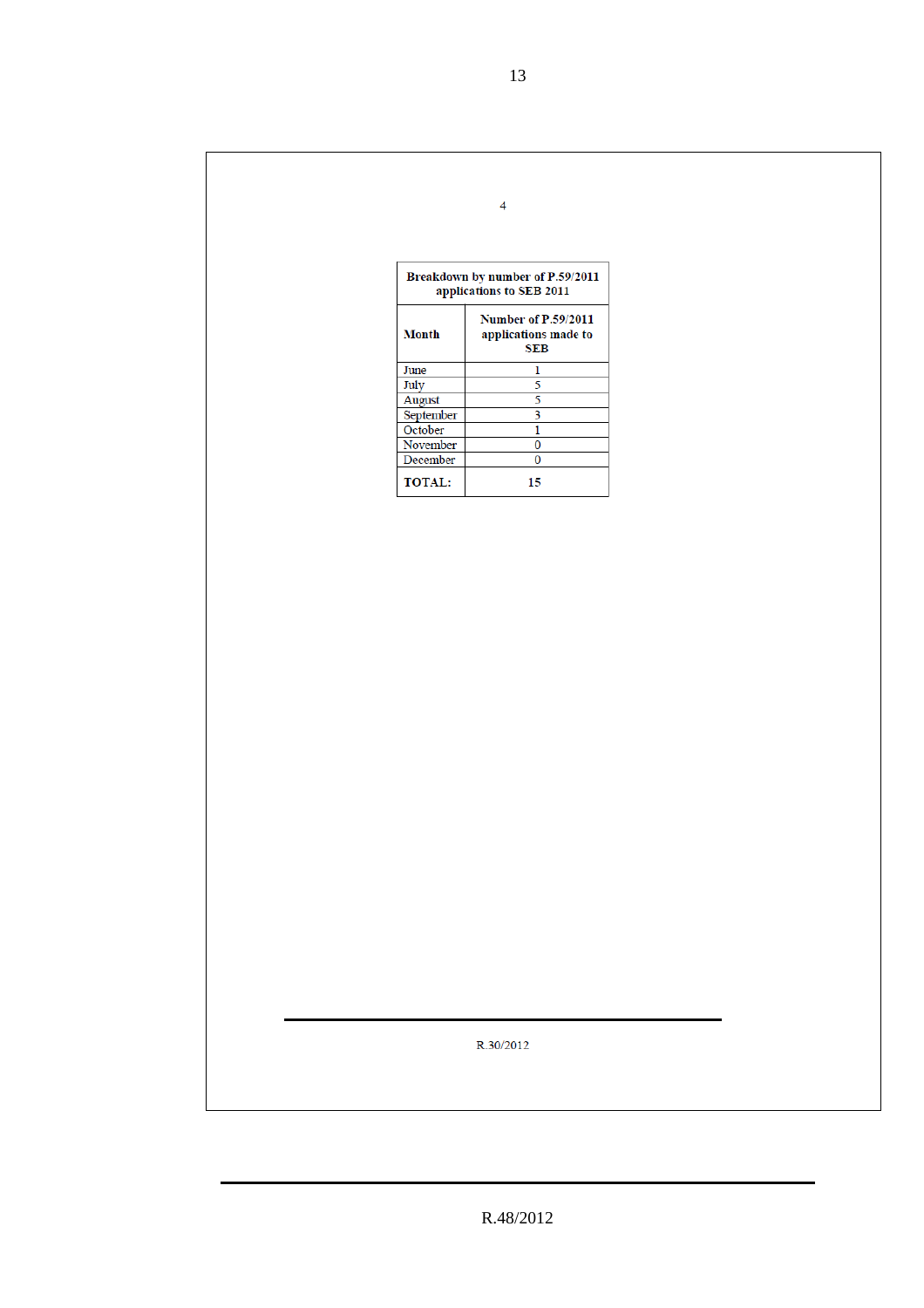| Breakdown by number of P.59/2011 applications to SEB 2011 | |
|---|---|
| **Month** | **Number of P.59/2011 applications made to SEB** |
| June | 1 |
| July | 5 |
| August | 5 |
| September | 3 |
| October | 1 |
| November | 0 |
| December | 0 |
| **TOTAL:** | **15** |

R.30/2012